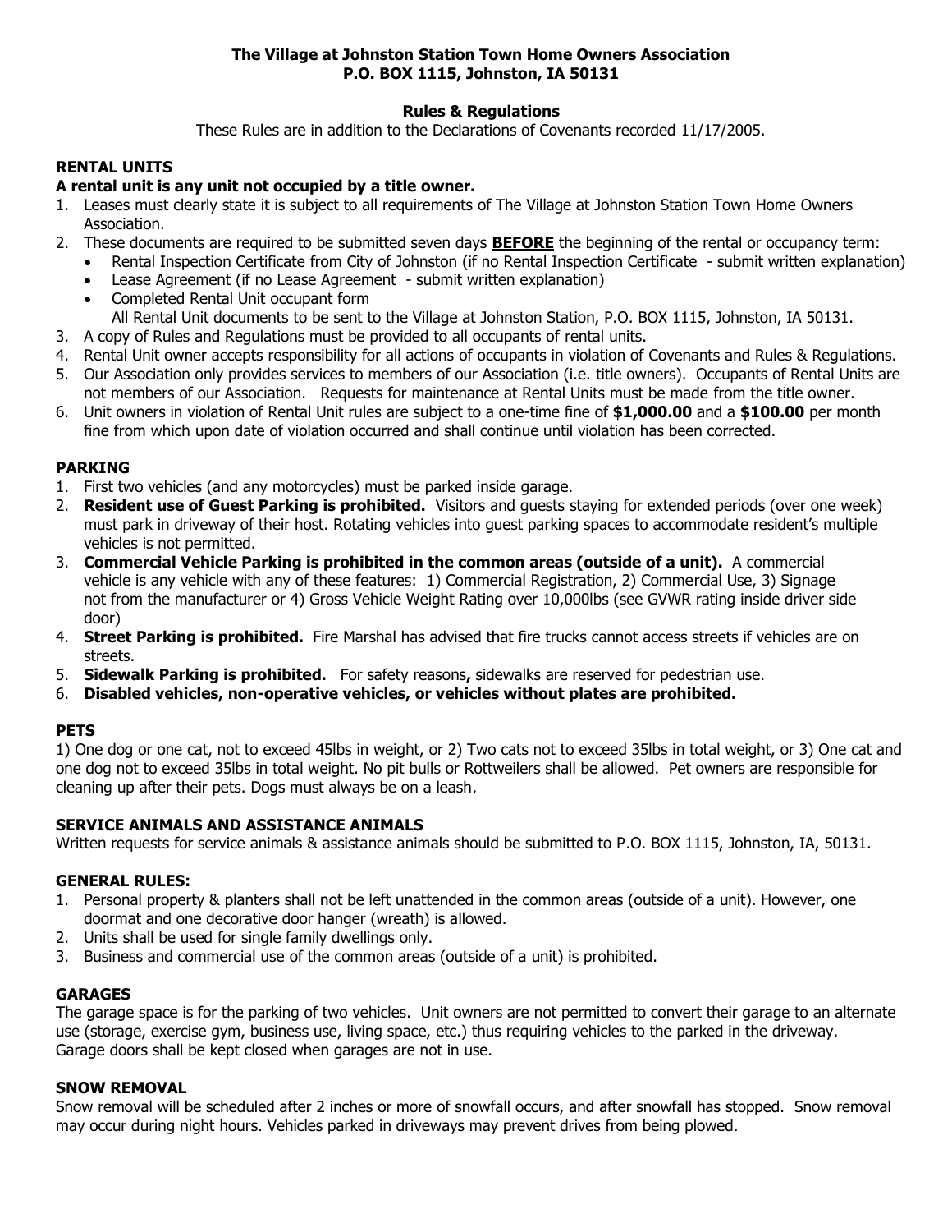**The Village at Johnston Station Town Home Owners Association**
**P.O. BOX 1115, Johnston, IA 50131**

**Rules & Regulations**

These Rules are in addition to the Declarations of Covenants recorded 11/17/2005.

## RENTAL UNITS

**A rental unit is any unit not occupied by a title owner.**

1. Leases must clearly state it is subject to all requirements of The Village at Johnston Station Town Home Owners Association.
2. These documents are required to be submitted seven days **BEFORE** the beginning of the rental or occupancy term:
   - Rental Inspection Certificate from City of Johnston (if no Rental Inspection Certificate - submit written explanation)
   - Lease Agreement (if no Lease Agreement - submit written explanation)
   - Completed Rental Unit occupant form

   All Rental Unit documents to be sent to the Village at Johnston Station, P.O. BOX 1115, Johnston, IA 50131.
3. A copy of Rules and Regulations must be provided to all occupants of rental units.
4. Rental Unit owner accepts responsibility for all actions of occupants in violation of Covenants and Rules & Regulations.
5. Our Association only provides services to members of our Association (i.e. title owners). Occupants of Rental Units are not members of our Association. Requests for maintenance at Rental Units must be made from the title owner.
6. Unit owners in violation of Rental Unit rules are subject to a one-time fine of **$1,000.00** and a **$100.00** per month fine from which upon date of violation occurred and shall continue until violation has been corrected.

## PARKING

1. First two vehicles (and any motorcycles) must be parked inside garage.
2. **Resident use of Guest Parking is prohibited.** Visitors and guests staying for extended periods (over one week) must park in driveway of their host. Rotating vehicles into guest parking spaces to accommodate resident's multiple vehicles is not permitted.
3. **Commercial Vehicle Parking is prohibited in the common areas (outside of a unit).** A commercial vehicle is any vehicle with any of these features: 1) Commercial Registration, 2) Commercial Use, 3) Signage not from the manufacturer or 4) Gross Vehicle Weight Rating over 10,000lbs (see GVWR rating inside driver side door)
4. **Street Parking is prohibited.** Fire Marshal has advised that fire trucks cannot access streets if vehicles are on streets.
5. **Sidewalk Parking is prohibited.** For safety reasons**,** sidewalks are reserved for pedestrian use.
6. **Disabled vehicles, non-operative vehicles, or vehicles without plates are prohibited.**

## PETS

1) One dog or one cat, not to exceed 45lbs in weight, or 2) Two cats not to exceed 35lbs in total weight, or 3) One cat and one dog not to exceed 35lbs in total weight. No pit bulls or Rottweilers shall be allowed. Pet owners are responsible for cleaning up after their pets. Dogs must always be on a leash*.*

## SERVICE ANIMALS AND ASSISTANCE ANIMALS

Written requests for service animals & assistance animals should be submitted to P.O. BOX 1115, Johnston, IA, 50131.

## GENERAL RULES:

1. Personal property & planters shall not be left unattended in the common areas (outside of a unit). However, one doormat and one decorative door hanger (wreath) is allowed.
2. Units shall be used for single family dwellings only.
3. Business and commercial use of the common areas (outside of a unit) is prohibited.

## GARAGES

The garage space is for the parking of two vehicles. Unit owners are not permitted to convert their garage to an alternate use (storage, exercise gym, business use, living space, etc.) thus requiring vehicles to the parked in the driveway. Garage doors shall be kept closed when garages are not in use.

## SNOW REMOVAL

Snow removal will be scheduled after 2 inches or more of snowfall occurs, and after snowfall has stopped. Snow removal may occur during night hours. Vehicles parked in driveways may prevent drives from being plowed.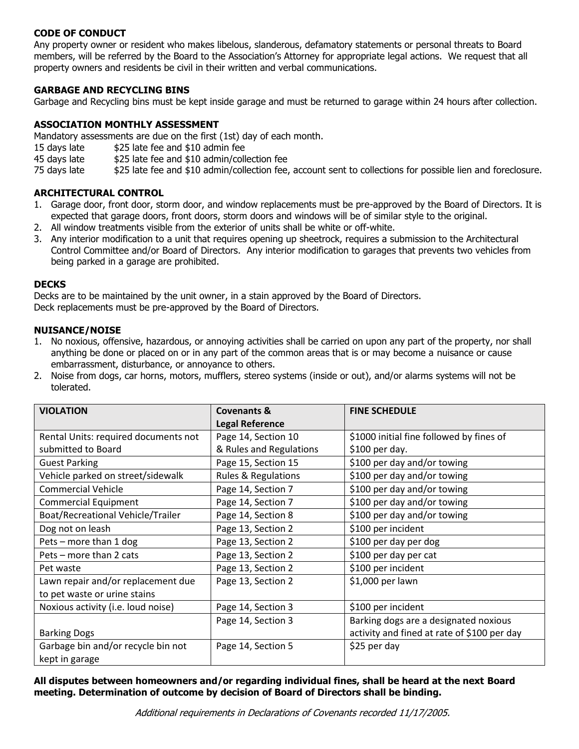### CODE OF CONDUCT

Any property owner or resident who makes libelous, slanderous, defamatory statements or personal threats to Board members, will be referred by the Board to the Association's Attorney for appropriate legal actions. We request that all property owners and residents be civil in their written and verbal communications.

### GARBAGE AND RECYCLING BINS

Garbage and Recycling bins must be kept inside garage and must be returned to garage within 24 hours after collection.

### ASSOCIATION MONTHLY ASSESSMENT

Mandatory assessments are due on the first (1st) day of each month.

15 days late — $25 late fee and $10 admin fee
45 days late — $25 late fee and $10 admin/collection fee
75 days late — $25 late fee and $10 admin/collection fee, account sent to collections for possible lien and foreclosure.

### ARCHITECTURAL CONTROL

1. Garage door, front door, storm door, and window replacements must be pre-approved by the Board of Directors. It is expected that garage doors, front doors, storm doors and windows will be of similar style to the original.
2. All window treatments visible from the exterior of units shall be white or off-white.
3. Any interior modification to a unit that requires opening up sheetrock, requires a submission to the Architectural Control Committee and/or Board of Directors. Any interior modification to garages that prevents two vehicles from being parked in a garage are prohibited.

### DECKS

Decks are to be maintained by the unit owner, in a stain approved by the Board of Directors.
Deck replacements must be pre-approved by the Board of Directors.

### NUISANCE/NOISE

1. No noxious, offensive, hazardous, or annoying activities shall be carried on upon any part of the property, nor shall anything be done or placed on or in any part of the common areas that is or may become a nuisance or cause embarrassment, disturbance, or annoyance to others.
2. Noise from dogs, car horns, motors, mufflers, stereo systems (inside or out), and/or alarms systems will not be tolerated.

| VIOLATION | Covenants & Legal Reference | FINE SCHEDULE |
|---|---|---|
| Rental Units: required documents not submitted to Board | Page 14, Section 10 & Rules and Regulations | $1000 initial fine followed by fines of $100 per day. |
| Guest Parking | Page 15, Section 15 | $100 per day and/or towing |
| Vehicle parked on street/sidewalk | Rules & Regulations | $100 per day and/or towing |
| Commercial Vehicle | Page 14, Section 7 | $100 per day and/or towing |
| Commercial Equipment | Page 14, Section 7 | $100 per day and/or towing |
| Boat/Recreational Vehicle/Trailer | Page 14, Section 8 | $100 per day and/or towing |
| Dog not on leash | Page 13, Section 2 | $100 per incident |
| Pets – more than 1 dog | Page 13, Section 2 | $100 per day per dog |
| Pets – more than 2 cats | Page 13, Section 2 | $100 per day per cat |
| Pet waste | Page 13, Section 2 | $100 per incident |
| Lawn repair and/or replacement due to pet waste or urine stains | Page 13, Section 2 | $1,000 per lawn |
| Noxious activity (i.e. loud noise) | Page 14, Section 3 | $100 per incident |
| Barking Dogs | Page 14, Section 3 | Barking dogs are a designated noxious activity and fined at rate of $100 per day |
| Garbage bin and/or recycle bin not kept in garage | Page 14, Section 5 | $25 per day |

**All disputes between homeowners and/or regarding individual fines, shall be heard at the next Board meeting. Determination of outcome by decision of Board of Directors shall be binding.**

*Additional requirements in Declarations of Covenants recorded 11/17/2005.*